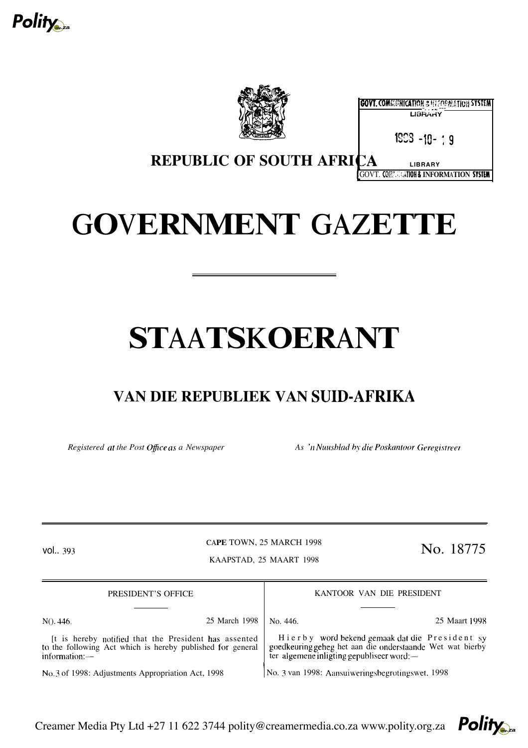REPUBLIC OF SOUTH AFRICA

# GOVERNMENT GAZETTE

# STAATSKOERANT

## VAN DIE REPUBLIEK VAN SUID-AFRIKA

*Registered at the Post Office as a Newspaper*

*As 'n Nuusblad by die Poskantoor Geregistreer*

VOL. 393

CAPE TOWN, 25 MARCH 1998

KAAPSTAD, 25 MAART 1998

No. 18775

PRESIDENT'S OFFICE

No. 446. 25 March 1998

It is hereby notified that the President has assented to the following Act which is hereby published for general information:—

No. 3 of 1998: Adjustments Appropriation Act, 1998

KANTOOR VAN DIE PRESIDENT

No. 446. 25 Maart 1998

Hierby word bekend gemaak dat die President sy goedkeuring geheg het aan die onderstaande Wet wat hierby ter algemene inligting gepubliseer word:—

No. 3 van 1998: Aansuiweringsbegrotingswet, 1998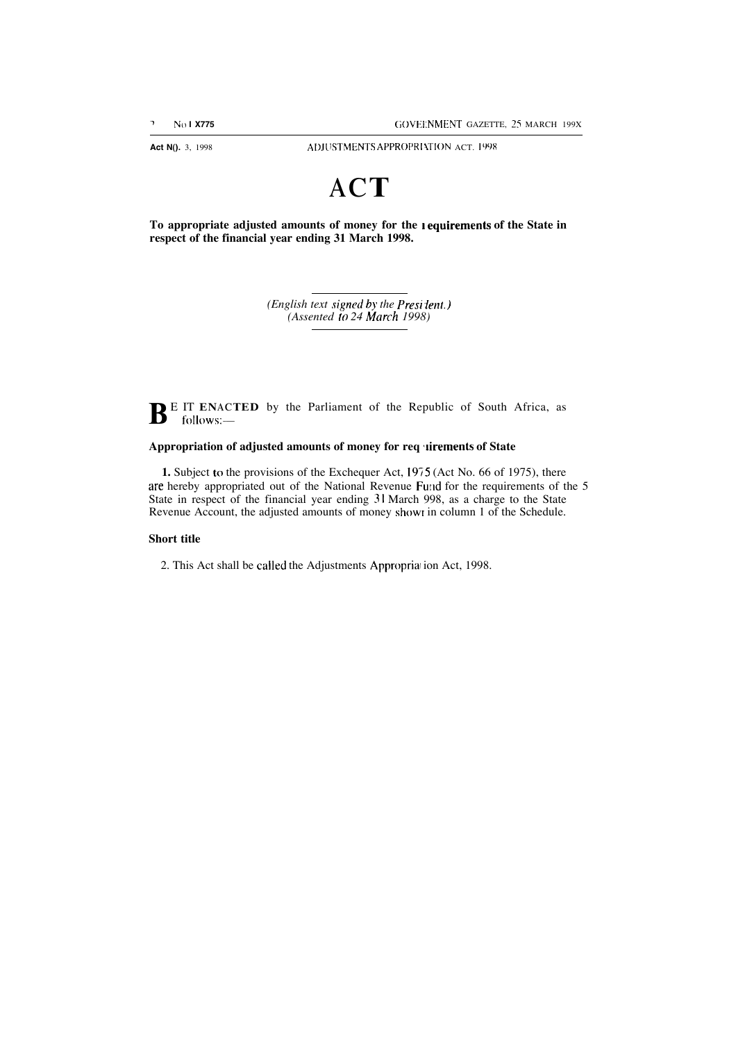# ACT

**To appropriate adjusted amounts of money for the requirements of the State in respect of the financial year ending 31 March 1998.**

*(English text signed by the President.)*
*(Assented to 24 March 1998)*

**BE IT ENACTED** by the Parliament of the Republic of South Africa, as follows:—

**Appropriation of adjusted amounts of money for requirements of State**

**1.** Subject to the provisions of the Exchequer Act, 1975 (Act No. 66 of 1975), there are hereby appropriated out of the National Revenue Fund for the requirements of the State in respect of the financial year ending 31 March 998, as a charge to the State Revenue Account, the adjusted amounts of money shown in column 1 of the Schedule.

**Short title**

2. This Act shall be called the Adjustments Appropriation Act, 1998.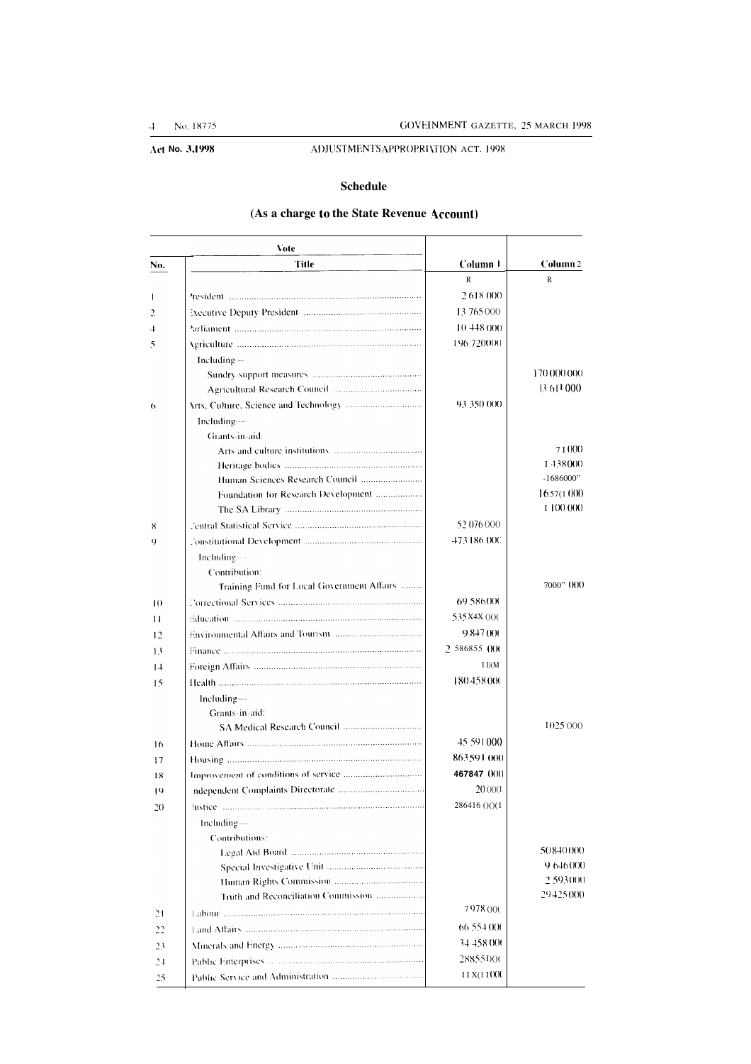Act No. 3,1998 ADJUSTMENTS APPROPRIATION ACT. 1998

## Schedule

### (As a charge to the State Revenue Account)

| Vote No. | Vote Title | Column 1 | Column 2 |
|---|---|---|---|
| | | R | R |
| 1 | President | 2 618 000 | |
| 2 | Executive Deputy President | 13 765 000 | |
| 4 | Parliament | 10 448 000 | |
| 5 | Agriculture | 196 720000 | |
| | Including – | | |
| | Sundry support measures | | 170 000 000 |
| | Agricultural Research Council | | 13 611 000 |
| 6 | Arts, Culture, Science and Technology | 93 350 000 | |
| | Including— | | |
| | Grants-in-aid: | | |
| | Arts and culture institutions | | 71 000 |
| | Heritage bodies | | 1 438000 |
| | Human Sciences Research Council | | -1686000" |
| | Foundation for Research Development | | 1657(1 000 |
| | The SA Library | | 1 100 000 |
| 8 | Central Statistical Service | 52 076 000 | |
| 9 | Constitutional Development | 473 186 000 | |
| | Including – | | |
| | Contribution: | | |
| | Training Fund for Local Government Affairs | | 7000" 000 |
| 10 | Correctional Services | 69 586000 | |
| 11 | Education | 535X4X 000 | |
| 12 | Environmental Affairs and Tourism | 9 847 000 | |
| 13 | Finance | 2 586855 000 | |
| 14 | Foreign Affairs | 11(M | |
| 15 | Health | 180458000 | |
| | Including— | | |
| | Grants-in-aid: | | |
| | SA Medical Research Council | | 1025 000 |
| 16 | Home Affairs | 45 591 000 | |
| 17 | Housing | 863591 000 | |
| 18 | Improvement of conditions of service | 467847 000 | |
| 19 | Independent Complaints Directorate | 20 000 | |
| 20 | Justice | 286416 000 | |
| | Including— | | |
| | Contributions: | | |
| | Legal Aid Board | | 50840 000 |
| | Special Investigative Unit | | 9 646 000 |
| | Human Rights Commission | | 2 593 000 |
| | Truth and Reconciliation Commission | | 29425000 |
| 21 | Labour | 7978 000 | |
| 22 | Land Affairs | 66 554 000 | |
| 23 | Minerals and Energy | 34 458 000 | |
| 24 | Public Enterprises | 28855000 | |
| 25 | Public Service and Administration | 11X(1 000 | |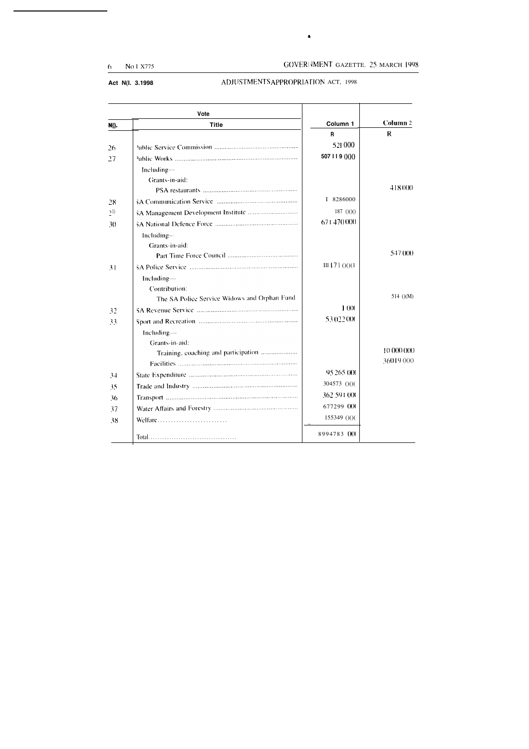| Vote | | Column 1 | Column 2 |
|---|---|---|---|
| No. | Title | R | R |
| 26 | Public Service Commission | 521 000 | |
| 27 | Public Works | 507 119 000 | |
| | Including— | | |
| | Grants-in-aid: | | |
| | PSA restaurants | | 418 000 |
| 28 | SA Communication Service | 18 286 000 | |
| 29 | SA Management Development Institute | 187 000 | |
| 30 | SA National Defence Force | 671 470 000 | |
| | Including— | | |
| | Grants-in-aid: | | |
| | Part Time Force Council | | 547 000 |
| 31 | SA Police Service | 111 171 000 | |
| | Including— | | |
| | Contribution: | | |
| | The SA Police Service Widows and Orphan Fund | | 514 000 |
| 32 | SA Revenue Service | 1 000 | |
| 33 | Sport and Recreation | 53 022 000 | |
| | Including— | | |
| | Grants-in-aid: | | |
| | Training, coaching and participation | | 10 000 000 |
| | Facilities | | 36 019 000 |
| 34 | State Expenditure | 95 265 000 | |
| 35 | Trade and Industry | 304 573 000 | |
| 36 | Transport | 362 591 000 | |
| 37 | Water Affairs and Forestry | 677 299 000 | |
| 38 | Welfare | 155 349 000 | |
| | Total | 8 994 783 000 | |